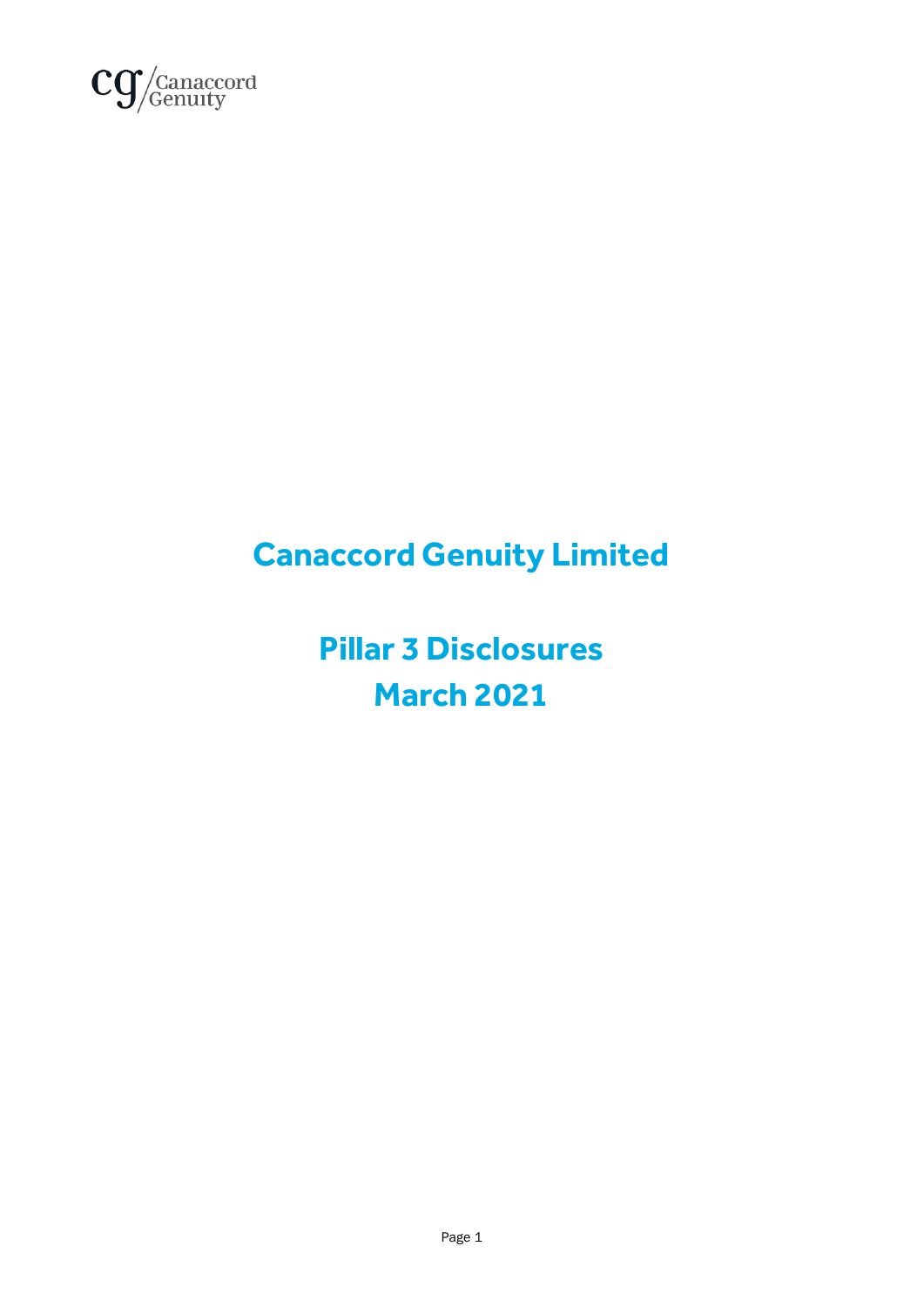# Canaccord Genuity Limited

## Pillar 3 Disclosures
## March 2021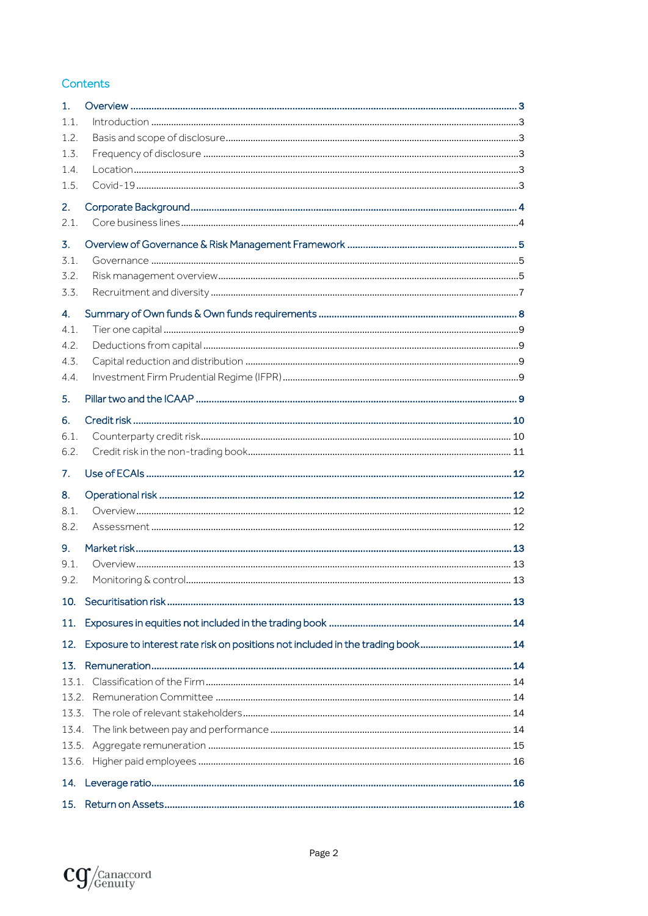## Contents

1. Overview ... 3
   - 1.1. Introduction ... 3
   - 1.2. Basis and scope of disclosure ... 3
   - 1.3. Frequency of disclosure ... 3
   - 1.4. Location ... 3
   - 1.5. Covid-19 ... 3
2. Corporate Background ... 4
   - 2.1. Core business lines ... 4
3. Overview of Governance & Risk Management Framework ... 5
   - 3.1. Governance ... 5
   - 3.2. Risk management overview ... 5
   - 3.3. Recruitment and diversity ... 7
4. Summary of Own funds & Own funds requirements ... 8
   - 4.1. Tier one capital ... 9
   - 4.2. Deductions from capital ... 9
   - 4.3. Capital reduction and distribution ... 9
   - 4.4. Investment Firm Prudential Regime (IFPR) ... 9
5. Pillar two and the ICAAP ... 9
6. Credit risk ... 10
   - 6.1. Counterparty credit risk ... 10
   - 6.2. Credit risk in the non-trading book ... 11
7. Use of ECAIs ... 12
8. Operational risk ... 12
   - 8.1. Overview ... 12
   - 8.2. Assessment ... 12
9. Market risk ... 13
   - 9.1. Overview ... 13
   - 9.2. Monitoring & control ... 13
10. Securitisation risk ... 13
11. Exposures in equities not included in the trading book ... 14
12. Exposure to interest rate risk on positions not included in the trading book ... 14
13. Remuneration ... 14
    - 13.1. Classification of the Firm ... 14
    - 13.2. Remuneration Committee ... 14
    - 13.3. The role of relevant stakeholders ... 14
    - 13.4. The link between pay and performance ... 14
    - 13.5. Aggregate remuneration ... 15
    - 13.6. Higher paid employees ... 16
14. Leverage ratio ... 16
15. Return on Assets ... 16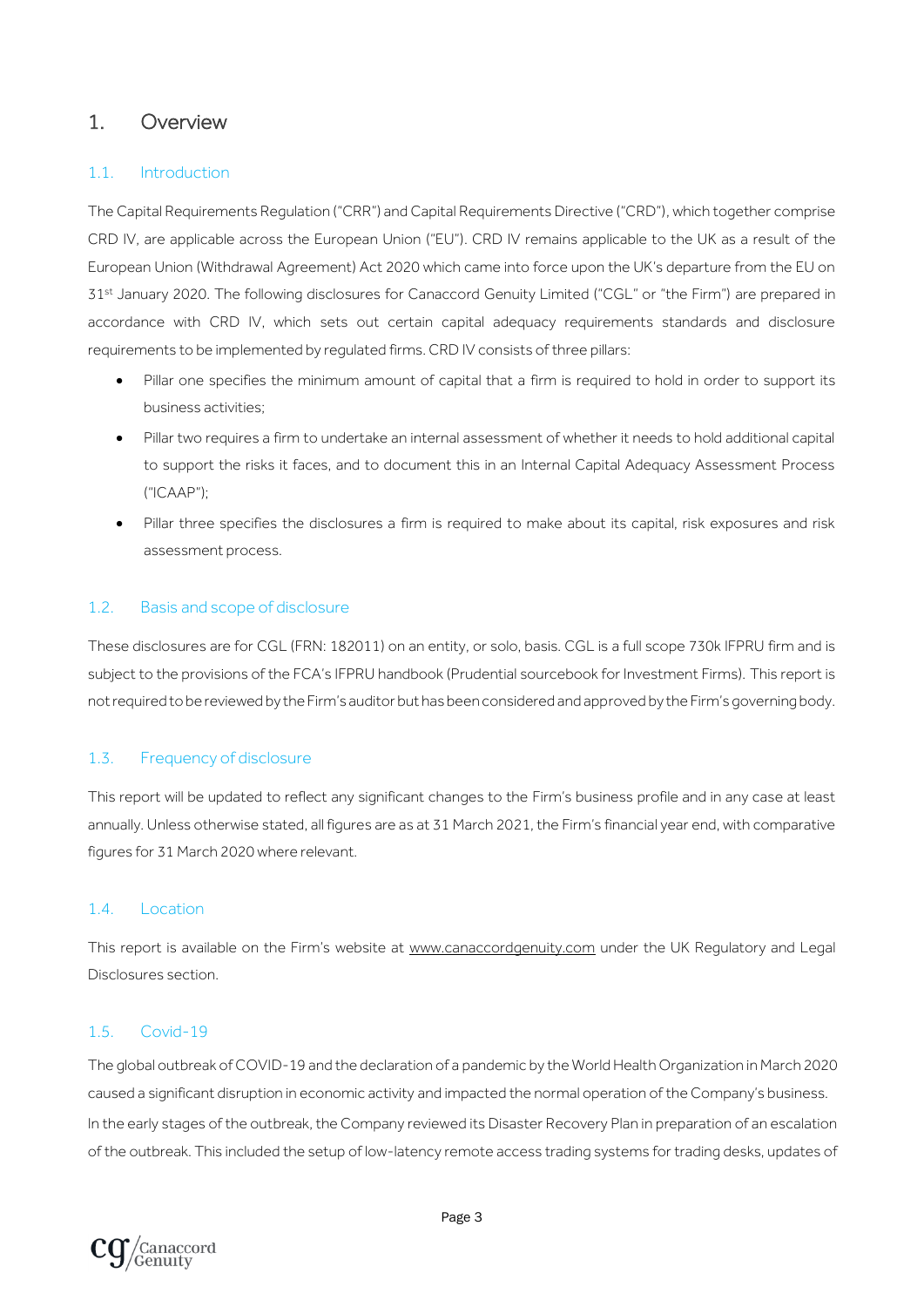# 1. Overview

## 1.1. Introduction

The Capital Requirements Regulation ("CRR") and Capital Requirements Directive ("CRD"), which together comprise CRD IV, are applicable across the European Union ("EU"). CRD IV remains applicable to the UK as a result of the European Union (Withdrawal Agreement) Act 2020 which came into force upon the UK's departure from the EU on 31st January 2020. The following disclosures for Canaccord Genuity Limited ("CGL" or "the Firm") are prepared in accordance with CRD IV, which sets out certain capital adequacy requirements standards and disclosure requirements to be implemented by regulated firms. CRD IV consists of three pillars:

- Pillar one specifies the minimum amount of capital that a firm is required to hold in order to support its business activities;
- Pillar two requires a firm to undertake an internal assessment of whether it needs to hold additional capital to support the risks it faces, and to document this in an Internal Capital Adequacy Assessment Process ("ICAAP");
- Pillar three specifies the disclosures a firm is required to make about its capital, risk exposures and risk assessment process.

## 1.2. Basis and scope of disclosure

These disclosures are for CGL (FRN: 182011) on an entity, or solo, basis. CGL is a full scope 730k IFPRU firm and is subject to the provisions of the FCA's IFPRU handbook (Prudential sourcebook for Investment Firms). This report is not required to be reviewed by the Firm's auditor but has been considered and approved by the Firm's governing body.

## 1.3. Frequency of disclosure

This report will be updated to reflect any significant changes to the Firm's business profile and in any case at least annually. Unless otherwise stated, all figures are as at 31 March 2021, the Firm's financial year end, with comparative figures for 31 March 2020 where relevant.

## 1.4. Location

This report is available on the Firm's website at www.canaccordgenuity.com under the UK Regulatory and Legal Disclosures section.

## 1.5. Covid-19

The global outbreak of COVID-19 and the declaration of a pandemic by the World Health Organization in March 2020 caused a significant disruption in economic activity and impacted the normal operation of the Company's business.

In the early stages of the outbreak, the Company reviewed its Disaster Recovery Plan in preparation of an escalation of the outbreak. This included the setup of low-latency remote access trading systems for trading desks, updates of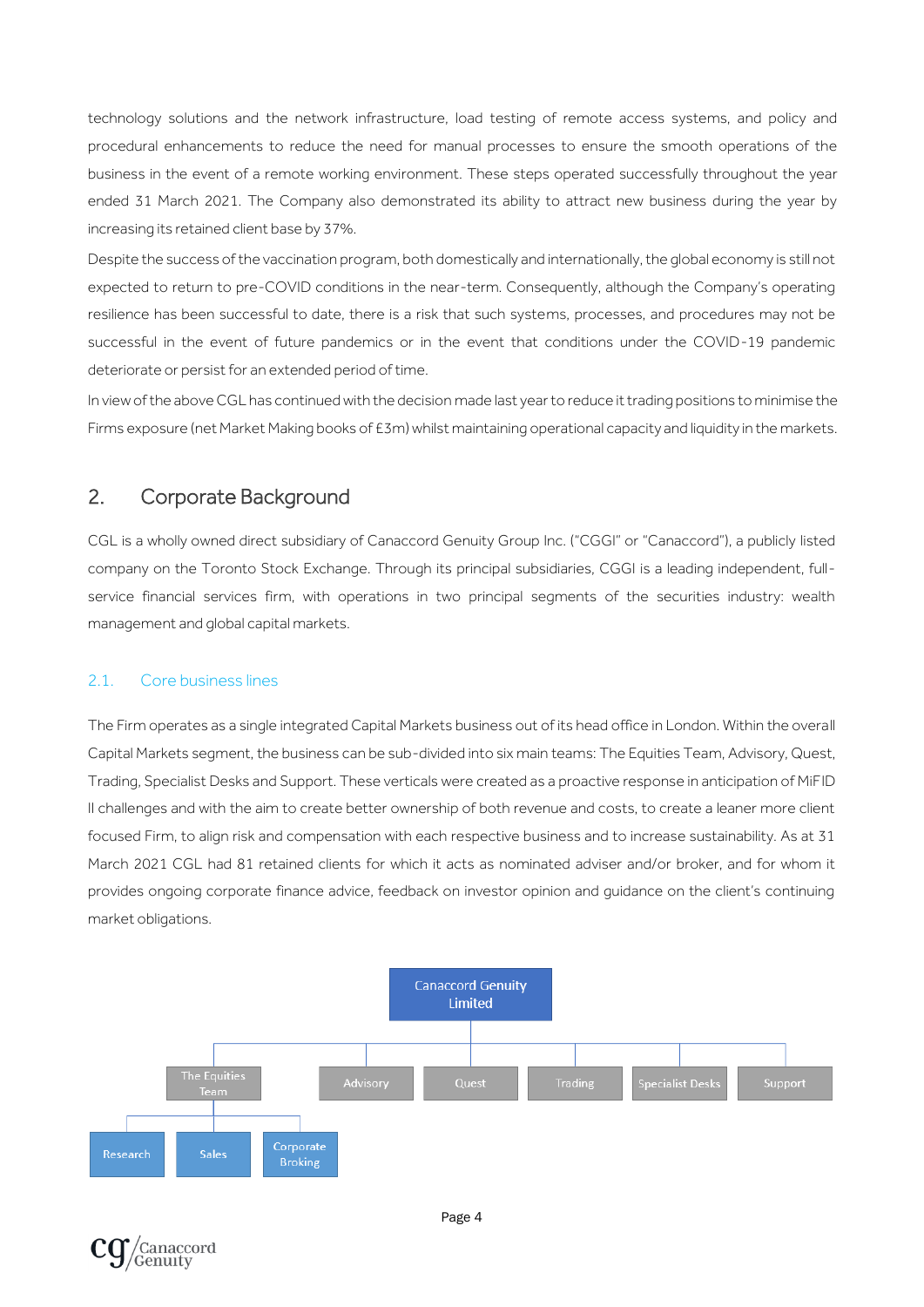technology solutions and the network infrastructure, load testing of remote access systems, and policy and procedural enhancements to reduce the need for manual processes to ensure the smooth operations of the business in the event of a remote working environment. These steps operated successfully throughout the year ended 31 March 2021. The Company also demonstrated its ability to attract new business during the year by increasing its retained client base by 37%.

Despite the success of the vaccination program, both domestically and internationally, the global economy is still not expected to return to pre-COVID conditions in the near-term. Consequently, although the Company's operating resilience has been successful to date, there is a risk that such systems, processes, and procedures may not be successful in the event of future pandemics or in the event that conditions under the COVID-19 pandemic deteriorate or persist for an extended period of time.

In view of the above CGL has continued with the decision made last year to reduce it trading positions to minimise the Firms exposure (net Market Making books of £3m) whilst maintaining operational capacity and liquidity in the markets.

## 2. Corporate Background

CGL is a wholly owned direct subsidiary of Canaccord Genuity Group Inc. ("CGGI" or "Canaccord"), a publicly listed company on the Toronto Stock Exchange. Through its principal subsidiaries, CGGI is a leading independent, full-service financial services firm, with operations in two principal segments of the securities industry: wealth management and global capital markets.

### 2.1. Core business lines

The Firm operates as a single integrated Capital Markets business out of its head office in London. Within the overall Capital Markets segment, the business can be sub-divided into six main teams: The Equities Team, Advisory, Quest, Trading, Specialist Desks and Support. These verticals were created as a proactive response in anticipation of MiFID II challenges and with the aim to create better ownership of both revenue and costs, to create a leaner more client focused Firm, to align risk and compensation with each respective business and to increase sustainability. As at 31 March 2021 CGL had 81 retained clients for which it acts as nominated adviser and/or broker, and for whom it provides ongoing corporate finance advice, feedback on investor opinion and guidance on the client's continuing market obligations.

- Canaccord Genuity Limited
  - The Equities Team
    - Research
    - Sales
    - Corporate Broking
  - Advisory
  - Quest
  - Trading
  - Specialist Desks
  - Support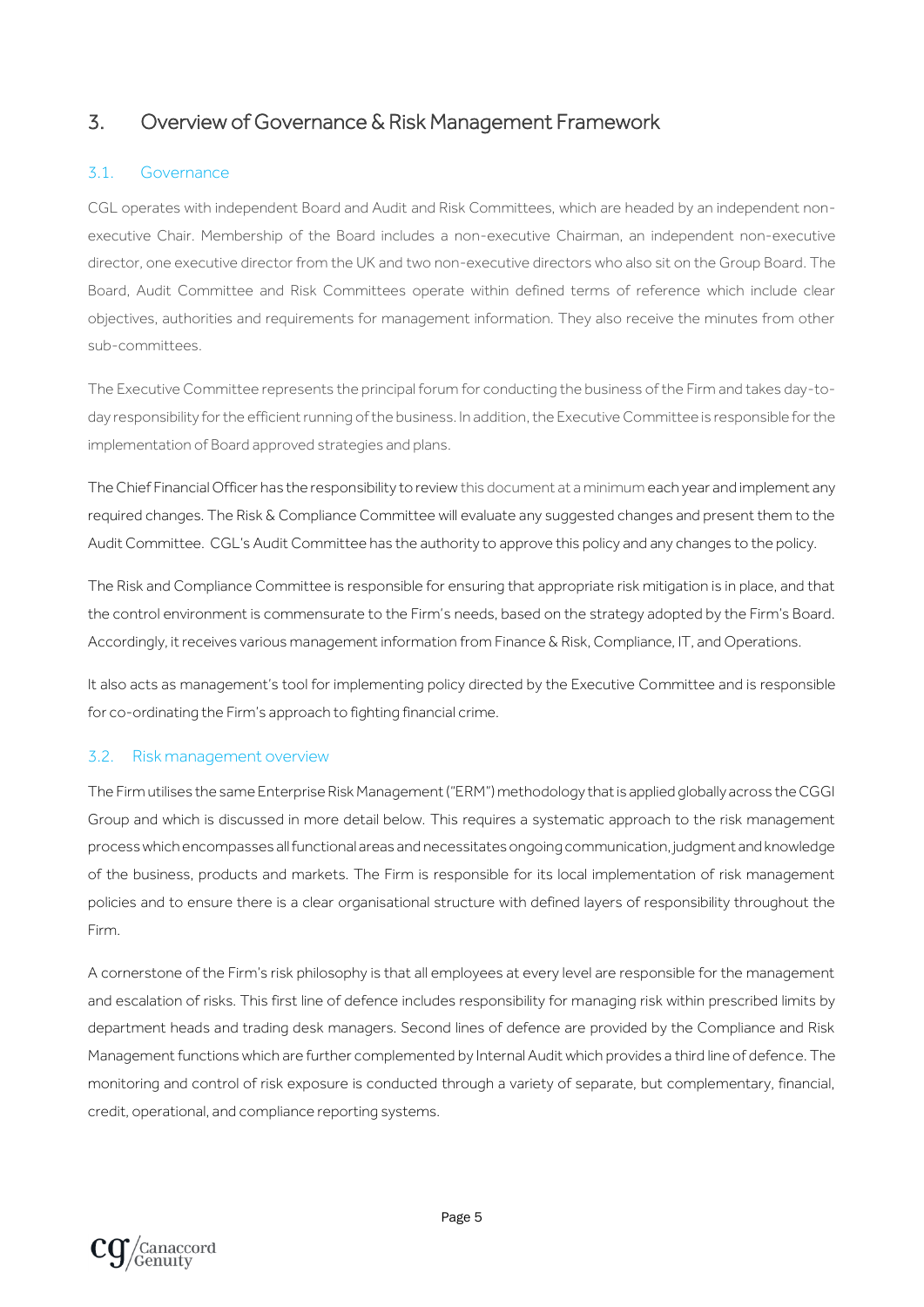## 3. Overview of Governance & Risk Management Framework

### 3.1. Governance

CGL operates with independent Board and Audit and Risk Committees, which are headed by an independent non-executive Chair. Membership of the Board includes a non-executive Chairman, an independent non-executive director, one executive director from the UK and two non-executive directors who also sit on the Group Board. The Board, Audit Committee and Risk Committees operate within defined terms of reference which include clear objectives, authorities and requirements for management information. They also receive the minutes from other sub-committees.

The Executive Committee represents the principal forum for conducting the business of the Firm and takes day-to-day responsibility for the efficient running of the business. In addition, the Executive Committee is responsible for the implementation of Board approved strategies and plans.

The Chief Financial Officer has the responsibility to review this document at a minimum each year and implement any required changes. The Risk & Compliance Committee will evaluate any suggested changes and present them to the Audit Committee. CGL's Audit Committee has the authority to approve this policy and any changes to the policy.

The Risk and Compliance Committee is responsible for ensuring that appropriate risk mitigation is in place, and that the control environment is commensurate to the Firm's needs, based on the strategy adopted by the Firm's Board. Accordingly, it receives various management information from Finance & Risk, Compliance, IT, and Operations.

It also acts as management's tool for implementing policy directed by the Executive Committee and is responsible for co-ordinating the Firm's approach to fighting financial crime.

### 3.2. Risk management overview

The Firm utilises the same Enterprise Risk Management ("ERM") methodology that is applied globally across the CGGI Group and which is discussed in more detail below. This requires a systematic approach to the risk management process which encompasses all functional areas and necessitates ongoing communication, judgment and knowledge of the business, products and markets. The Firm is responsible for its local implementation of risk management policies and to ensure there is a clear organisational structure with defined layers of responsibility throughout the Firm.

A cornerstone of the Firm's risk philosophy is that all employees at every level are responsible for the management and escalation of risks. This first line of defence includes responsibility for managing risk within prescribed limits by department heads and trading desk managers. Second lines of defence are provided by the Compliance and Risk Management functions which are further complemented by Internal Audit which provides a third line of defence. The monitoring and control of risk exposure is conducted through a variety of separate, but complementary, financial, credit, operational, and compliance reporting systems.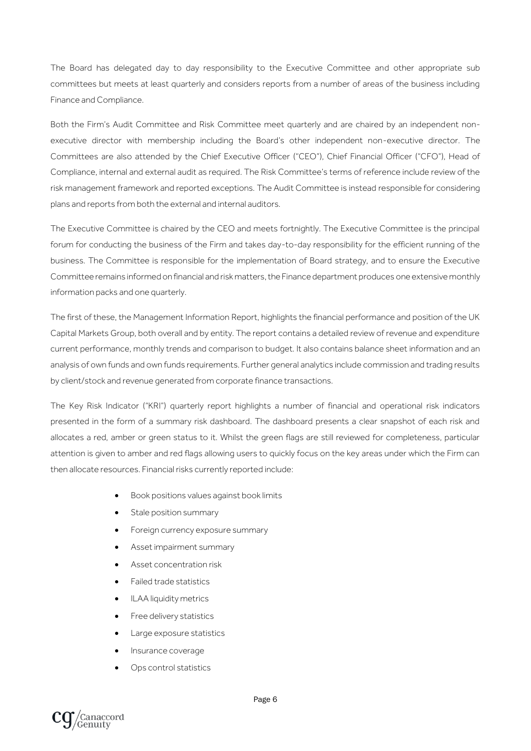The Board has delegated day to day responsibility to the Executive Committee and other appropriate sub committees but meets at least quarterly and considers reports from a number of areas of the business including Finance and Compliance.

Both the Firm's Audit Committee and Risk Committee meet quarterly and are chaired by an independent non-executive director with membership including the Board's other independent non-executive director. The Committees are also attended by the Chief Executive Officer ("CEO"), Chief Financial Officer ("CFO"), Head of Compliance, internal and external audit as required. The Risk Committee's terms of reference include review of the risk management framework and reported exceptions. The Audit Committee is instead responsible for considering plans and reports from both the external and internal auditors.

The Executive Committee is chaired by the CEO and meets fortnightly. The Executive Committee is the principal forum for conducting the business of the Firm and takes day-to-day responsibility for the efficient running of the business. The Committee is responsible for the implementation of Board strategy, and to ensure the Executive Committee remains informed on financial and risk matters, the Finance department produces one extensive monthly information packs and one quarterly.

The first of these, the Management Information Report, highlights the financial performance and position of the UK Capital Markets Group, both overall and by entity. The report contains a detailed review of revenue and expenditure current performance, monthly trends and comparison to budget. It also contains balance sheet information and an analysis of own funds and own funds requirements. Further general analytics include commission and trading results by client/stock and revenue generated from corporate finance transactions.

The Key Risk Indicator ("KRI") quarterly report highlights a number of financial and operational risk indicators presented in the form of a summary risk dashboard. The dashboard presents a clear snapshot of each risk and allocates a red, amber or green status to it. Whilst the green flags are still reviewed for completeness, particular attention is given to amber and red flags allowing users to quickly focus on the key areas under which the Firm can then allocate resources. Financial risks currently reported include:

- Book positions values against book limits
- Stale position summary
- Foreign currency exposure summary
- Asset impairment summary
- Asset concentration risk
- Failed trade statistics
- ILAA liquidity metrics
- Free delivery statistics
- Large exposure statistics
- Insurance coverage
- Ops control statistics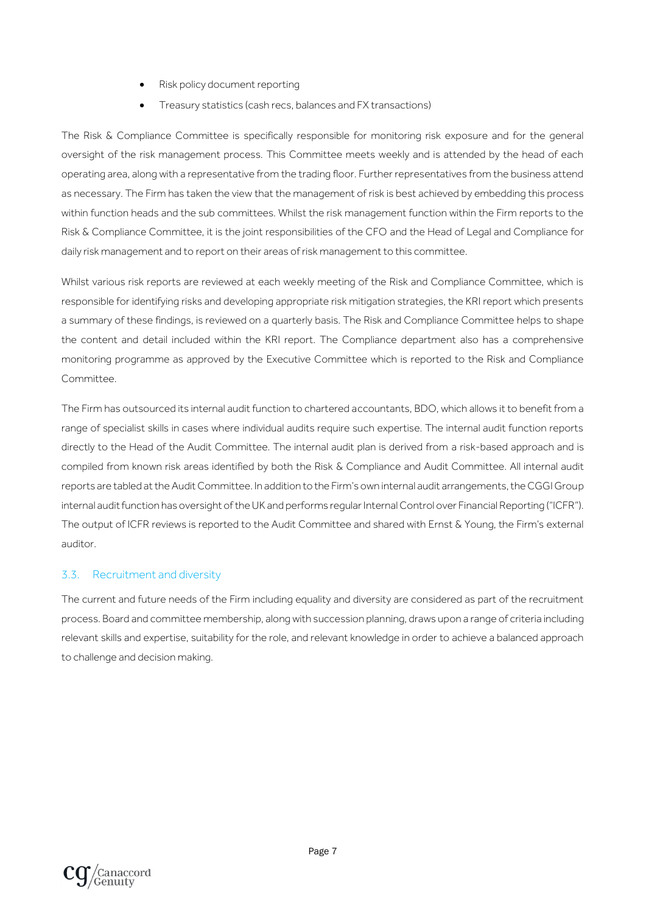- Risk policy document reporting
- Treasury statistics (cash recs, balances and FX transactions)

The Risk & Compliance Committee is specifically responsible for monitoring risk exposure and for the general oversight of the risk management process. This Committee meets weekly and is attended by the head of each operating area, along with a representative from the trading floor. Further representatives from the business attend as necessary. The Firm has taken the view that the management of risk is best achieved by embedding this process within function heads and the sub committees. Whilst the risk management function within the Firm reports to the Risk & Compliance Committee, it is the joint responsibilities of the CFO and the Head of Legal and Compliance for daily risk management and to report on their areas of risk management to this committee.

Whilst various risk reports are reviewed at each weekly meeting of the Risk and Compliance Committee, which is responsible for identifying risks and developing appropriate risk mitigation strategies, the KRI report which presents a summary of these findings, is reviewed on a quarterly basis. The Risk and Compliance Committee helps to shape the content and detail included within the KRI report. The Compliance department also has a comprehensive monitoring programme as approved by the Executive Committee which is reported to the Risk and Compliance Committee.

The Firm has outsourced its internal audit function to chartered accountants, BDO, which allows it to benefit from a range of specialist skills in cases where individual audits require such expertise. The internal audit function reports directly to the Head of the Audit Committee. The internal audit plan is derived from a risk-based approach and is compiled from known risk areas identified by both the Risk & Compliance and Audit Committee. All internal audit reports are tabled at the Audit Committee. In addition to the Firm's own internal audit arrangements, the CGGI Group internal audit function has oversight of the UK and performs regular Internal Control over Financial Reporting ("ICFR"). The output of ICFR reviews is reported to the Audit Committee and shared with Ernst & Young, the Firm's external auditor.

## 3.3. Recruitment and diversity

The current and future needs of the Firm including equality and diversity are considered as part of the recruitment process. Board and committee membership, along with succession planning, draws upon a range of criteria including relevant skills and expertise, suitability for the role, and relevant knowledge in order to achieve a balanced approach to challenge and decision making.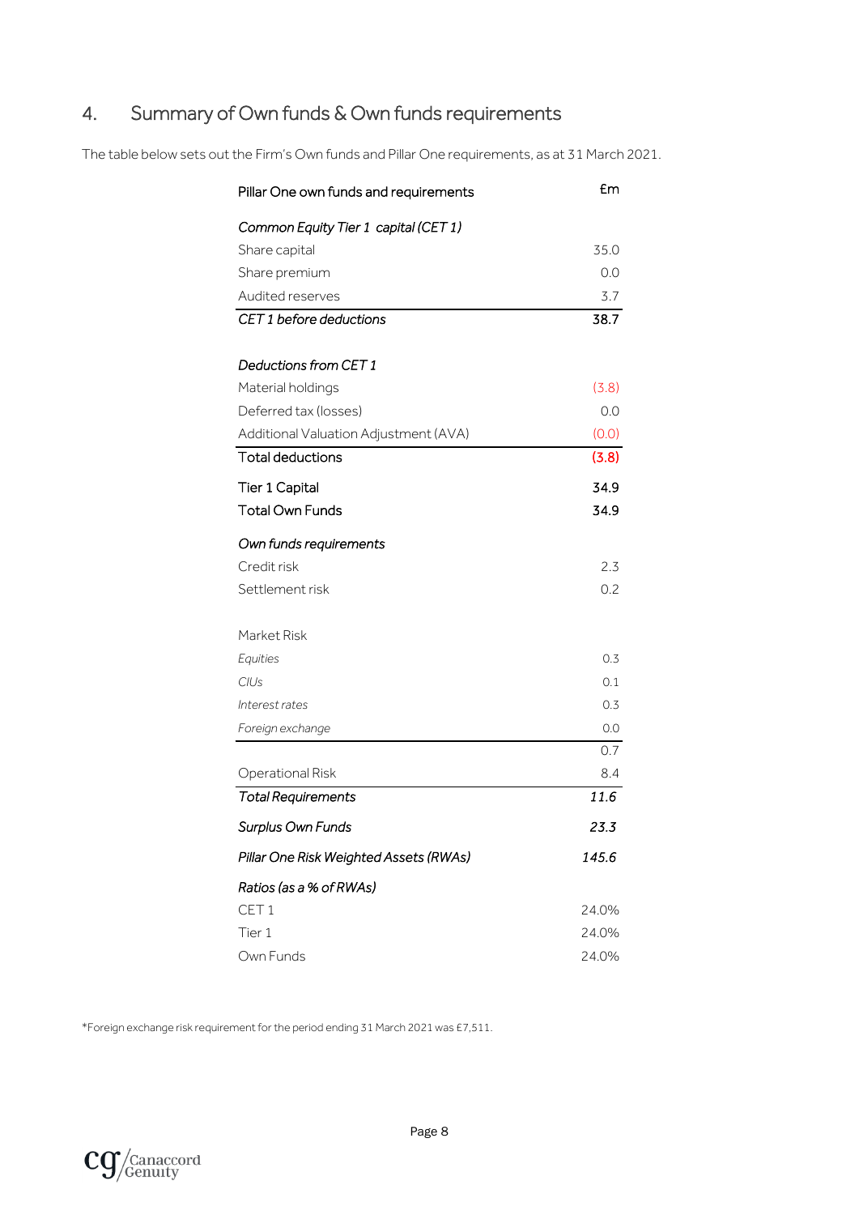## 4. Summary of Own funds & Own funds requirements

The table below sets out the Firm's Own funds and Pillar One requirements, as at 31 March 2021.

| Pillar One own funds and requirements | £m |
|---|---|
| *Common Equity Tier 1 capital (CET 1)* | |
| Share capital | 35.0 |
| Share premium | 0.0 |
| Audited reserves | 3.7 |
| *CET 1 before deductions* | 38.7 |
| *Deductions from CET 1* | |
| Material holdings | (3.8) |
| Deferred tax (losses) | 0.0 |
| Additional Valuation Adjustment (AVA) | (0.0) |
| Total deductions | (3.8) |
| Tier 1 Capital | 34.9 |
| Total Own Funds | 34.9 |
| *Own funds requirements* | |
| Credit risk | 2.3 |
| Settlement risk | 0.2 |
| Market Risk | |
| *Equities* | 0.3 |
| *CIUs* | 0.1 |
| *Interest rates* | 0.3 |
| *Foreign exchange* | 0.0 |
| | 0.7 |
| Operational Risk | 8.4 |
| *Total Requirements* | *11.6* |
| *Surplus Own Funds* | *23.3* |
| *Pillar One Risk Weighted Assets (RWAs)* | *145.6* |
| *Ratios (as a % of RWAs)* | |
| CET 1 | 24.0% |
| Tier 1 | 24.0% |
| Own Funds | 24.0% |

*Foreign exchange risk requirement for the period ending 31 March 2021 was £7,511.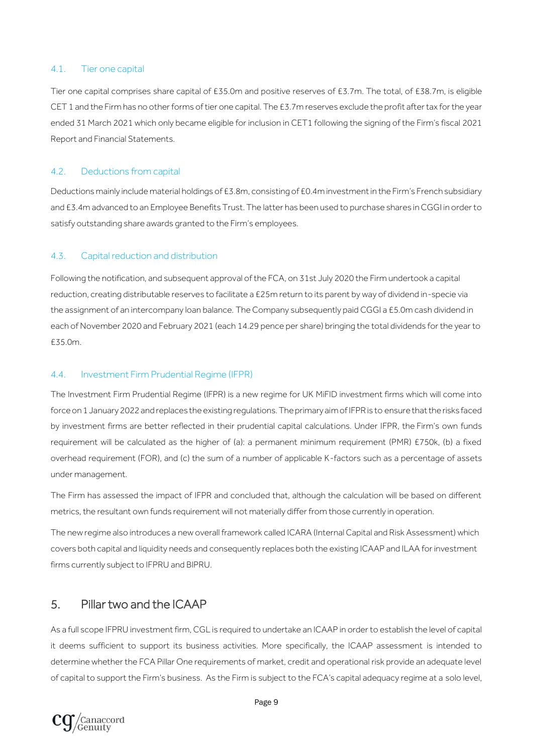### 4.1. Tier one capital

Tier one capital comprises share capital of £35.0m and positive reserves of £3.7m. The total, of £38.7m, is eligible CET 1 and the Firm has no other forms of tier one capital. The £3.7m reserves exclude the profit after tax for the year ended 31 March 2021 which only became eligible for inclusion in CET1 following the signing of the Firm's fiscal 2021 Report and Financial Statements.

### 4.2. Deductions from capital

Deductions mainly include material holdings of £3.8m, consisting of £0.4m investment in the Firm's French subsidiary and £3.4m advanced to an Employee Benefits Trust. The latter has been used to purchase shares in CGGI in order to satisfy outstanding share awards granted to the Firm's employees.

### 4.3. Capital reduction and distribution

Following the notification, and subsequent approval of the FCA, on 31st July 2020 the Firm undertook a capital reduction, creating distributable reserves to facilitate a £25m return to its parent by way of dividend in-specie via the assignment of an intercompany loan balance. The Company subsequently paid CGGI a £5.0m cash dividend in each of November 2020 and February 2021 (each 14.29 pence per share) bringing the total dividends for the year to £35.0m.

### 4.4. Investment Firm Prudential Regime (IFPR)

The Investment Firm Prudential Regime (IFPR) is a new regime for UK MiFID investment firms which will come into force on 1 January 2022 and replaces the existing regulations. The primary aim of IFPR is to ensure that the risks faced by investment firms are better reflected in their prudential capital calculations. Under IFPR, the Firm's own funds requirement will be calculated as the higher of (a): a permanent minimum requirement (PMR) £750k, (b) a fixed overhead requirement (FOR), and (c) the sum of a number of applicable K-factors such as a percentage of assets under management.

The Firm has assessed the impact of IFPR and concluded that, although the calculation will be based on different metrics, the resultant own funds requirement will not materially differ from those currently in operation.

The new regime also introduces a new overall framework called ICARA (Internal Capital and Risk Assessment) which covers both capital and liquidity needs and consequently replaces both the existing ICAAP and ILAA for investment firms currently subject to IFPRU and BIPRU.

## 5. Pillar two and the ICAAP

As a full scope IFPRU investment firm, CGL is required to undertake an ICAAP in order to establish the level of capital it deems sufficient to support its business activities. More specifically, the ICAAP assessment is intended to determine whether the FCA Pillar One requirements of market, credit and operational risk provide an adequate level of capital to support the Firm's business. As the Firm is subject to the FCA's capital adequacy regime at a solo level,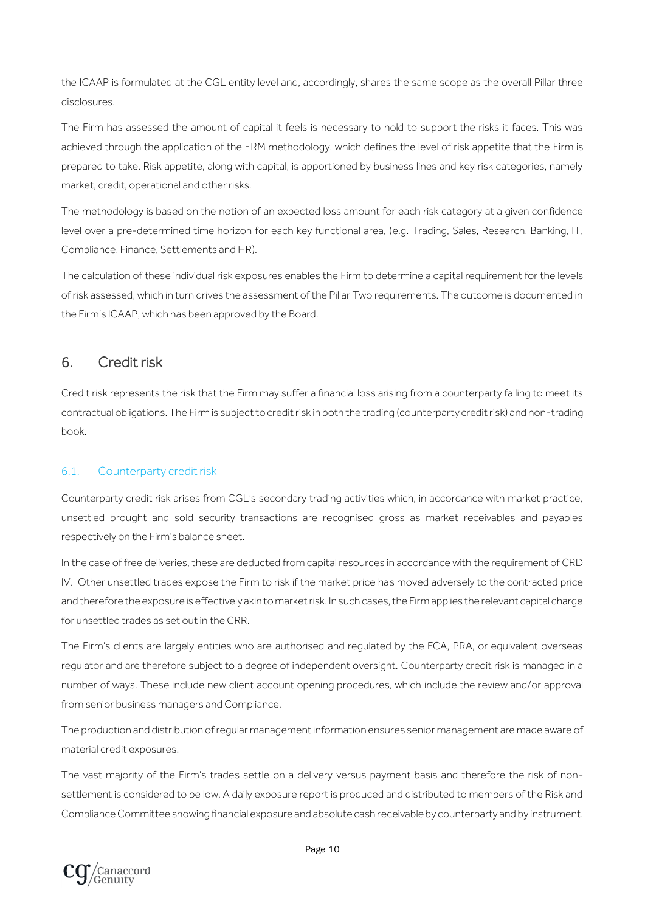the ICAAP is formulated at the CGL entity level and, accordingly, shares the same scope as the overall Pillar three disclosures.

The Firm has assessed the amount of capital it feels is necessary to hold to support the risks it faces. This was achieved through the application of the ERM methodology, which defines the level of risk appetite that the Firm is prepared to take. Risk appetite, along with capital, is apportioned by business lines and key risk categories, namely market, credit, operational and other risks.

The methodology is based on the notion of an expected loss amount for each risk category at a given confidence level over a pre-determined time horizon for each key functional area, (e.g. Trading, Sales, Research, Banking, IT, Compliance, Finance, Settlements and HR).

The calculation of these individual risk exposures enables the Firm to determine a capital requirement for the levels of risk assessed, which in turn drives the assessment of the Pillar Two requirements. The outcome is documented in the Firm's ICAAP, which has been approved by the Board.

## 6. Credit risk

Credit risk represents the risk that the Firm may suffer a financial loss arising from a counterparty failing to meet its contractual obligations. The Firm is subject to credit risk in both the trading (counterparty credit risk) and non-trading book.

### 6.1. Counterparty credit risk

Counterparty credit risk arises from CGL's secondary trading activities which, in accordance with market practice, unsettled brought and sold security transactions are recognised gross as market receivables and payables respectively on the Firm's balance sheet.

In the case of free deliveries, these are deducted from capital resources in accordance with the requirement of CRD IV. Other unsettled trades expose the Firm to risk if the market price has moved adversely to the contracted price and therefore the exposure is effectively akin to market risk. In such cases, the Firm applies the relevant capital charge for unsettled trades as set out in the CRR.

The Firm's clients are largely entities who are authorised and regulated by the FCA, PRA, or equivalent overseas regulator and are therefore subject to a degree of independent oversight. Counterparty credit risk is managed in a number of ways. These include new client account opening procedures, which include the review and/or approval from senior business managers and Compliance.

The production and distribution of regular management information ensures senior management are made aware of material credit exposures.

The vast majority of the Firm's trades settle on a delivery versus payment basis and therefore the risk of non-settlement is considered to be low. A daily exposure report is produced and distributed to members of the Risk and Compliance Committee showing financial exposure and absolute cash receivable by counterparty and by instrument.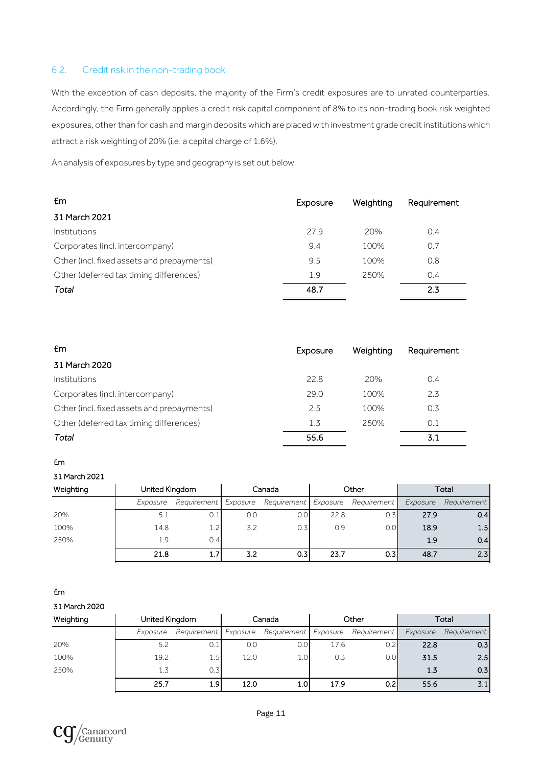## 6.2. Credit risk in the non-trading book

With the exception of cash deposits, the majority of the Firm's credit exposures are to unrated counterparties. Accordingly, the Firm generally applies a credit risk capital component of 8% to its non-trading book risk weighted exposures, other than for cash and margin deposits which are placed with investment grade credit institutions which attract a risk weighting of 20% (i.e. a capital charge of 1.6%).

An analysis of exposures by type and geography is set out below.

| £m | Exposure | Weighting | Requirement |
|---|---|---|---|
| **31 March 2021** | | | |
| Institutions | 27.9 | 20% | 0.4 |
| Corporates (incl. intercompany) | 9.4 | 100% | 0.7 |
| Other (incl. fixed assets and prepayments) | 9.5 | 100% | 0.8 |
| Other (deferred tax timing differences) | 1.9 | 250% | 0.4 |
| *Total* | 48.7 | | 2.3 |

| £m | Exposure | Weighting | Requirement |
|---|---|---|---|
| **31 March 2020** | | | |
| Institutions | 22.8 | 20% | 0.4 |
| Corporates (incl. intercompany) | 29.0 | 100% | 2.3 |
| Other (incl. fixed assets and prepayments) | 2.5 | 100% | 0.3 |
| Other (deferred tax timing differences) | 1.3 | 250% | 0.1 |
| *Total* | 55.6 | | 3.1 |

£m

31 March 2021

| Weighting | United Kingdom | | Canada | | Other | | Total | |
|---|---|---|---|---|---|---|---|---|
| | *Exposure* | *Requirement* | *Exposure* | *Requirement* | *Exposure* | *Requirement* | *Exposure* | *Requirement* |
| 20% | 5.1 | 0.1 | 0.0 | 0.0 | 22.8 | 0.3 | 27.9 | 0.4 |
| 100% | 14.8 | 1.2 | 3.2 | 0.3 | 0.9 | 0.0 | 18.9 | 1.5 |
| 250% | 1.9 | 0.4 | | | | | 1.9 | 0.4 |
| | 21.8 | 1.7 | 3.2 | 0.3 | 23.7 | 0.3 | 48.7 | 2.3 |

£m

31 March 2020

| Weighting | United Kingdom | | Canada | | Other | | Total | |
|---|---|---|---|---|---|---|---|---|
| | *Exposure* | *Requirement* | *Exposure* | *Requirement* | *Exposure* | *Requirement* | *Exposure* | *Requirement* |
| 20% | 5.2 | 0.1 | 0.0 | 0.0 | 17.6 | 0.2 | 22.8 | 0.3 |
| 100% | 19.2 | 1.5 | 12.0 | 1.0 | 0.3 | 0.0 | 31.5 | 2.5 |
| 250% | 1.3 | 0.3 | | | | | 1.3 | 0.3 |
| | 25.7 | 1.9 | 12.0 | 1.0 | 17.9 | 0.2 | 55.6 | 3.1 |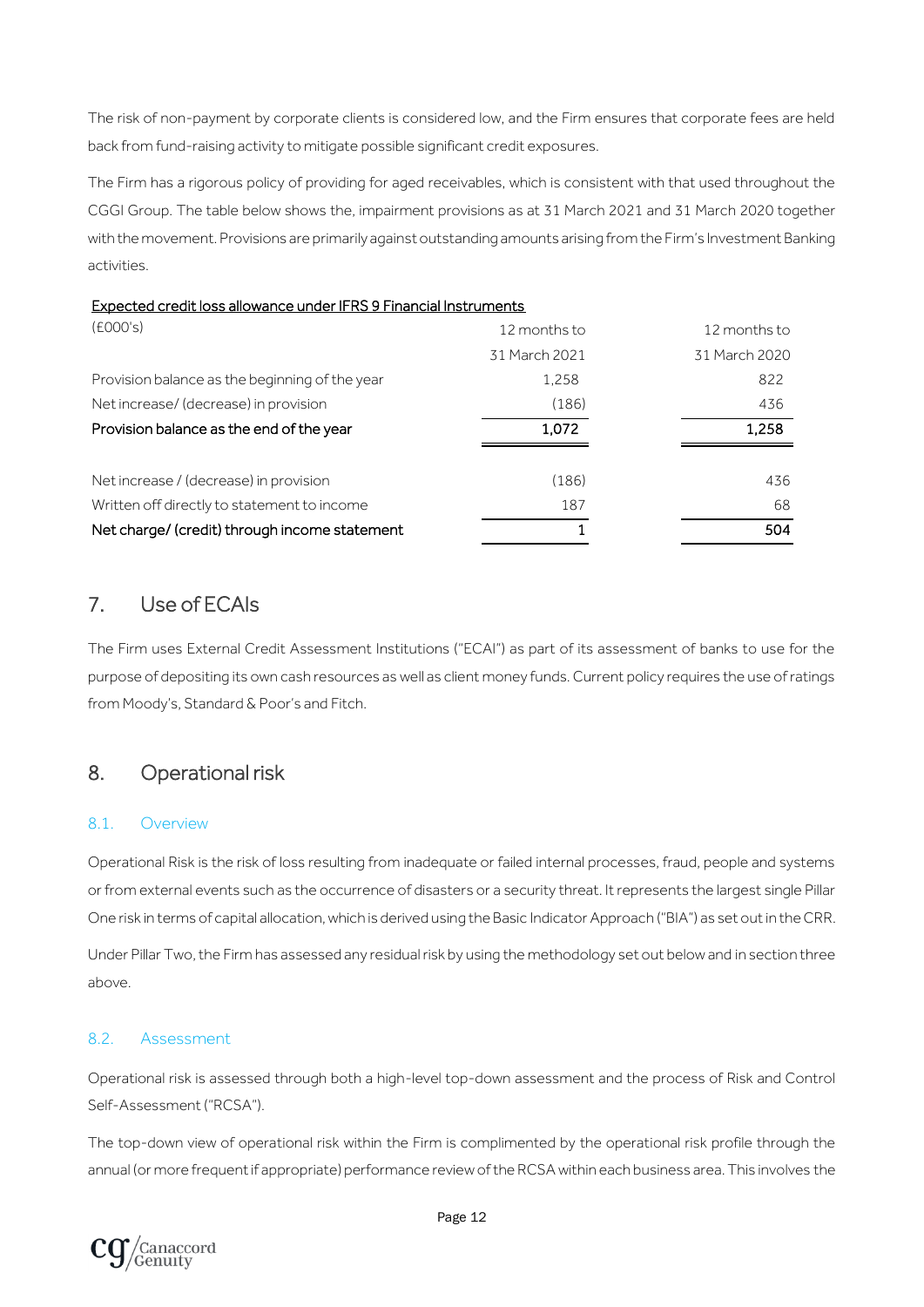The risk of non-payment by corporate clients is considered low, and the Firm ensures that corporate fees are held back from fund-raising activity to mitigate possible significant credit exposures.

The Firm has a rigorous policy of providing for aged receivables, which is consistent with that used throughout the CGGI Group. The table below shows the, impairment provisions as at 31 March 2021 and 31 March 2020 together with the movement. Provisions are primarily against outstanding amounts arising from the Firm's Investment Banking activities.

Expected credit loss allowance under IFRS 9 Financial Instruments

| (£000's) | 12 months to 31 March 2021 | 12 months to 31 March 2020 |
|---|---|---|
| Provision balance as the beginning of the year | 1,258 | 822 |
| Net increase/ (decrease) in provision | (186) | 436 |
| **Provision balance as the end of the year** | **1,072** | **1,258** |
| | | |
| Net increase / (decrease) in provision | (186) | 436 |
| Written off directly to statement to income | 187 | 68 |
| **Net charge/ (credit) through income statement** | **1** | **504** |

## 7. Use of ECAIs

The Firm uses External Credit Assessment Institutions ("ECAI") as part of its assessment of banks to use for the purpose of depositing its own cash resources as well as client money funds. Current policy requires the use of ratings from Moody's, Standard & Poor's and Fitch.

## 8. Operational risk

### 8.1. Overview

Operational Risk is the risk of loss resulting from inadequate or failed internal processes, fraud, people and systems or from external events such as the occurrence of disasters or a security threat. It represents the largest single Pillar One risk in terms of capital allocation, which is derived using the Basic Indicator Approach ("BIA") as set out in the CRR.

Under Pillar Two, the Firm has assessed any residual risk by using the methodology set out below and in section three above.

### 8.2. Assessment

Operational risk is assessed through both a high-level top-down assessment and the process of Risk and Control Self-Assessment ("RCSA").

The top-down view of operational risk within the Firm is complimented by the operational risk profile through the annual (or more frequent if appropriate) performance review of the RCSA within each business area. This involves the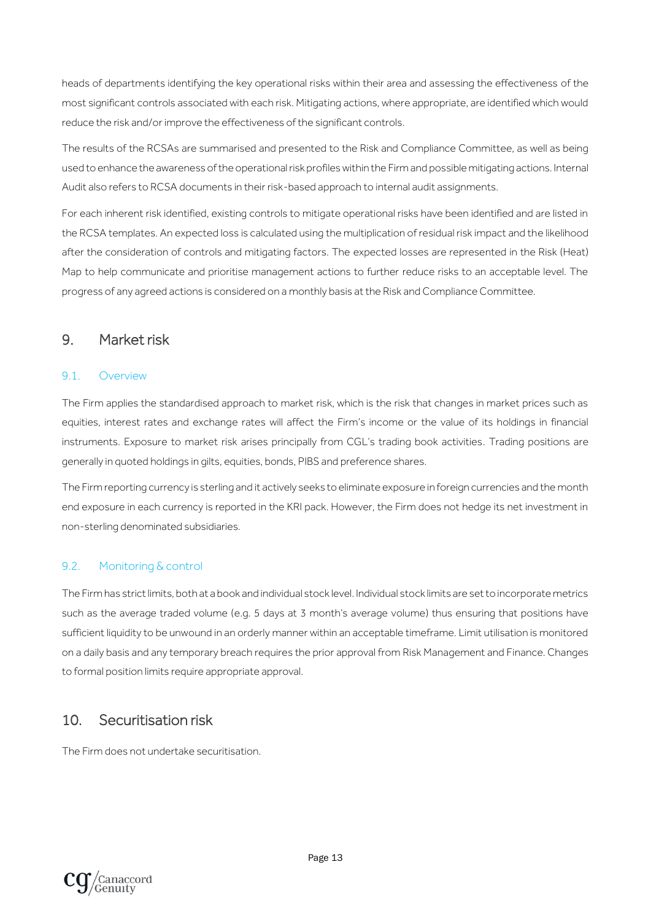heads of departments identifying the key operational risks within their area and assessing the effectiveness of the most significant controls associated with each risk. Mitigating actions, where appropriate, are identified which would reduce the risk and/or improve the effectiveness of the significant controls.

The results of the RCSAs are summarised and presented to the Risk and Compliance Committee, as well as being used to enhance the awareness of the operational risk profiles within the Firm and possible mitigating actions. Internal Audit also refers to RCSA documents in their risk-based approach to internal audit assignments.

For each inherent risk identified, existing controls to mitigate operational risks have been identified and are listed in the RCSA templates. An expected loss is calculated using the multiplication of residual risk impact and the likelihood after the consideration of controls and mitigating factors. The expected losses are represented in the Risk (Heat) Map to help communicate and prioritise management actions to further reduce risks to an acceptable level. The progress of any agreed actions is considered on a monthly basis at the Risk and Compliance Committee.

## 9. Market risk

### 9.1. Overview

The Firm applies the standardised approach to market risk, which is the risk that changes in market prices such as equities, interest rates and exchange rates will affect the Firm's income or the value of its holdings in financial instruments. Exposure to market risk arises principally from CGL's trading book activities. Trading positions are generally in quoted holdings in gilts, equities, bonds, PIBS and preference shares.

The Firm reporting currency is sterling and it actively seeks to eliminate exposure in foreign currencies and the month end exposure in each currency is reported in the KRI pack. However, the Firm does not hedge its net investment in non-sterling denominated subsidiaries.

### 9.2. Monitoring & control

The Firm has strict limits, both at a book and individual stock level. Individual stock limits are set to incorporate metrics such as the average traded volume (e.g. 5 days at 3 month's average volume) thus ensuring that positions have sufficient liquidity to be unwound in an orderly manner within an acceptable timeframe. Limit utilisation is monitored on a daily basis and any temporary breach requires the prior approval from Risk Management and Finance. Changes to formal position limits require appropriate approval.

## 10. Securitisation risk

The Firm does not undertake securitisation.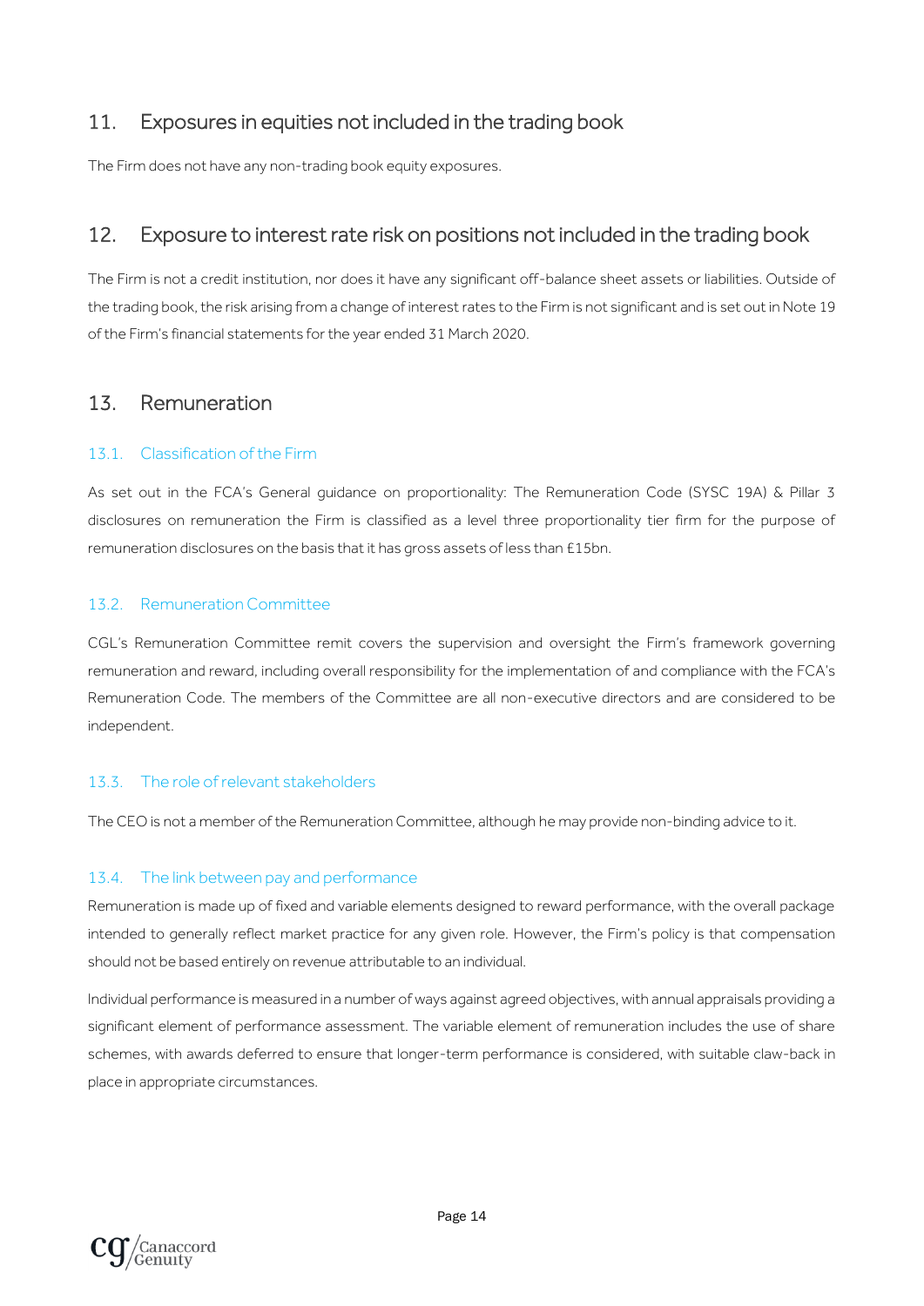## 11. Exposures in equities not included in the trading book

The Firm does not have any non-trading book equity exposures.

## 12. Exposure to interest rate risk on positions not included in the trading book

The Firm is not a credit institution, nor does it have any significant off-balance sheet assets or liabilities. Outside of the trading book, the risk arising from a change of interest rates to the Firm is not significant and is set out in Note 19 of the Firm's financial statements for the year ended 31 March 2020.

## 13. Remuneration

### 13.1. Classification of the Firm

As set out in the FCA's General guidance on proportionality: The Remuneration Code (SYSC 19A) & Pillar 3 disclosures on remuneration the Firm is classified as a level three proportionality tier firm for the purpose of remuneration disclosures on the basis that it has gross assets of less than £15bn.

### 13.2. Remuneration Committee

CGL's Remuneration Committee remit covers the supervision and oversight the Firm's framework governing remuneration and reward, including overall responsibility for the implementation of and compliance with the FCA's Remuneration Code. The members of the Committee are all non-executive directors and are considered to be independent.

### 13.3. The role of relevant stakeholders

The CEO is not a member of the Remuneration Committee, although he may provide non-binding advice to it.

### 13.4. The link between pay and performance

Remuneration is made up of fixed and variable elements designed to reward performance, with the overall package intended to generally reflect market practice for any given role. However, the Firm's policy is that compensation should not be based entirely on revenue attributable to an individual.

Individual performance is measured in a number of ways against agreed objectives, with annual appraisals providing a significant element of performance assessment. The variable element of remuneration includes the use of share schemes, with awards deferred to ensure that longer-term performance is considered, with suitable claw-back in place in appropriate circumstances.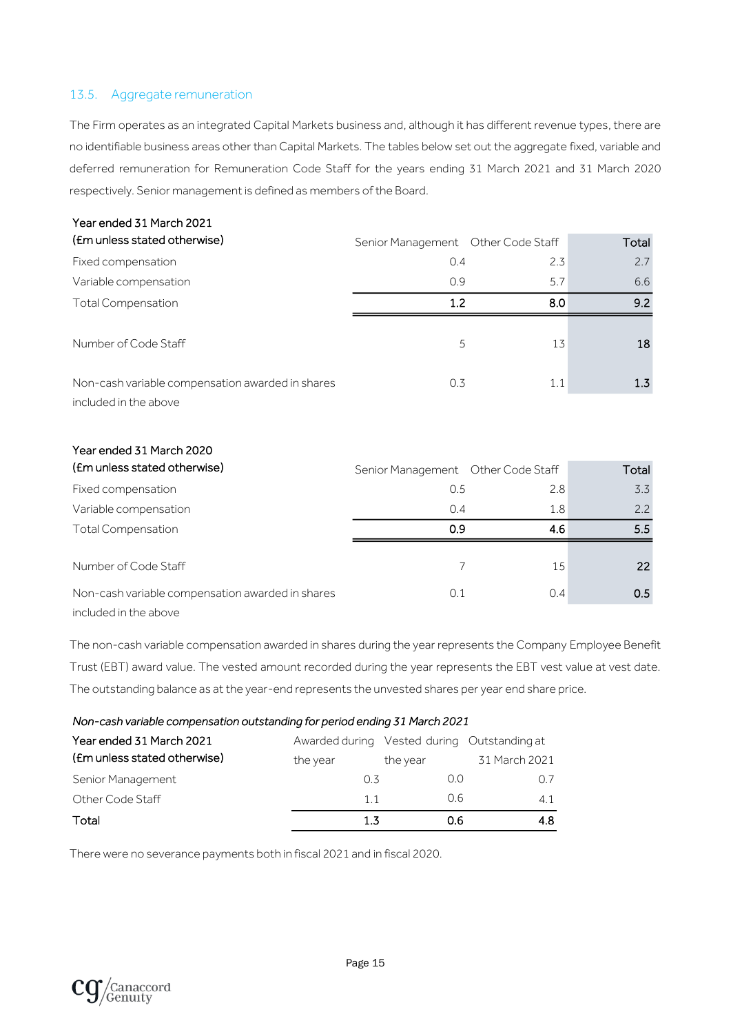### 13.5. Aggregate remuneration

The Firm operates as an integrated Capital Markets business and, although it has different revenue types, there are no identifiable business areas other than Capital Markets. The tables below set out the aggregate fixed, variable and deferred remuneration for Remuneration Code Staff for the years ending 31 March 2021 and 31 March 2020 respectively. Senior management is defined as members of the Board.

| Year ended 31 March 2021 (£m unless stated otherwise) | Senior Management | Other Code Staff | Total |
|---|---|---|---|
| Fixed compensation | 0.4 | 2.3 | 2.7 |
| Variable compensation | 0.9 | 5.7 | 6.6 |
| Total Compensation | **1.2** | **8.0** | **9.2** |
| Number of Code Staff | 5 | 13 | **18** |
| Non-cash variable compensation awarded in shares included in the above | 0.3 | 1.1 | **1.3** |

| Year ended 31 March 2020 (£m unless stated otherwise) | Senior Management | Other Code Staff | Total |
|---|---|---|---|
| Fixed compensation | 0.5 | 2.8 | 3.3 |
| Variable compensation | 0.4 | 1.8 | 2.2 |
| Total Compensation | **0.9** | **4.6** | **5.5** |
| Number of Code Staff | 7 | 15 | **22** |
| Non-cash variable compensation awarded in shares included in the above | 0.1 | 0.4 | **0.5** |

The non-cash variable compensation awarded in shares during the year represents the Company Employee Benefit Trust (EBT) award value. The vested amount recorded during the year represents the EBT vest value at vest date. The outstanding balance as at the year-end represents the unvested shares per year end share price.

*Non-cash variable compensation outstanding for period ending 31 March 2021*

| Year ended 31 March 2021 (£m unless stated otherwise) | Awarded during the year | Vested during the year | Outstanding at 31 March 2021 |
|---|---|---|---|
| Senior Management | 0.3 | 0.0 | 0.7 |
| Other Code Staff | 1.1 | 0.6 | 4.1 |
| **Total** | **1.3** | **0.6** | **4.8** |

There were no severance payments both in fiscal 2021 and in fiscal 2020.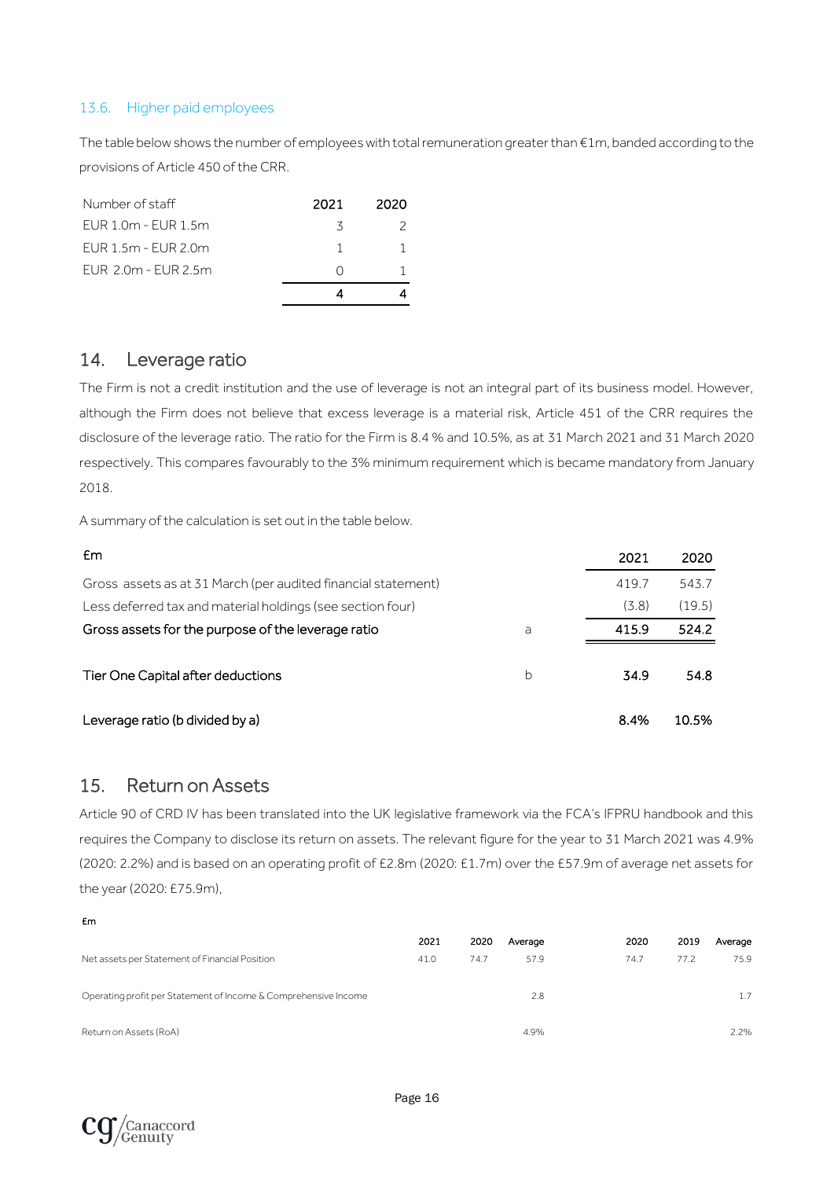### 13.6. Higher paid employees

The table below shows the number of employees with total remuneration greater than €1m, banded according to the provisions of Article 450 of the CRR.

| Number of staff | 2021 | 2020 |
|---|---|---|
| EUR 1.0m - EUR 1.5m | 3 | 2 |
| EUR 1.5m - EUR 2.0m | 1 | 1 |
| EUR 2.0m - EUR 2.5m | 0 | 1 |
| | **4** | **4** |

## 14. Leverage ratio

The Firm is not a credit institution and the use of leverage is not an integral part of its business model. However, although the Firm does not believe that excess leverage is a material risk, Article 451 of the CRR requires the disclosure of the leverage ratio. The ratio for the Firm is 8.4 % and 10.5%, as at 31 March 2021 and 31 March 2020 respectively. This compares favourably to the 3% minimum requirement which is became mandatory from January 2018.

A summary of the calculation is set out in the table below.

| £m | | 2021 | 2020 |
|---|---|---|---|
| Gross assets as at 31 March (per audited financial statement) | | 419.7 | 543.7 |
| Less deferred tax and material holdings (see section four) | | (3.8) | (19.5) |
| Gross assets for the purpose of the leverage ratio | a | 415.9 | 524.2 |
| Tier One Capital after deductions | b | 34.9 | 54.8 |
| Leverage ratio (b divided by a) | | 8.4% | 10.5% |

## 15. Return on Assets

Article 90 of CRD IV has been translated into the UK legislative framework via the FCA's IFPRU handbook and this requires the Company to disclose its return on assets. The relevant figure for the year to 31 March 2021 was 4.9% (2020: 2.2%) and is based on an operating profit of £2.8m (2020: £1.7m) over the £57.9m of average net assets for the year (2020: £75.9m),

| £m | 2021 | 2020 | Average | 2020 | 2019 | Average |
|---|---|---|---|---|---|---|
| Net assets per Statement of Financial Position | 41.0 | 74.7 | 57.9 | 74.7 | 77.2 | 75.9 |
| Operating profit per Statement of Income & Comprehensive Income | | | 2.8 | | | 1.7 |
| Return on Assets (RoA) | | | 4.9% | | | 2.2% |